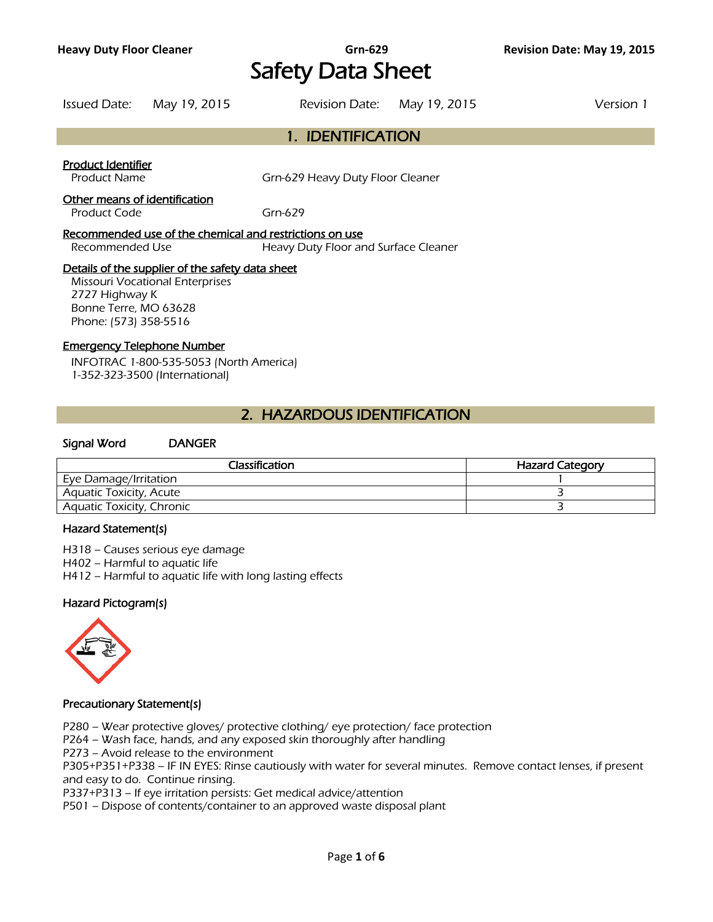# Safety Data Sheet

Issued Date: May 19, 2015    Revision Date: May 19, 2015    Version 1

## 1. IDENTIFICATION

**Product Identifier**

Product Name    Grn-629 Heavy Duty Floor Cleaner

**Other means of identification**

Product Code    Grn-629

**Recommended use of the chemical and restrictions on use**

Recommended Use    Heavy Duty Floor and Surface Cleaner

**Details of the supplier of the safety data sheet**

Missouri Vocational Enterprises
2727 Highway K
Bonne Terre, MO 63628
Phone: (573) 358-5516

**Emergency Telephone Number**

INFOTRAC 1-800-535-5053 (North America)
1-352-323-3500 (International)

## 2. HAZARDOUS IDENTIFICATION

**Signal Word**    DANGER

| Classification | Hazard Category |
| --- | --- |
| Eye Damage/Irritation | 1 |
| Aquatic Toxicity, Acute | 3 |
| Aquatic Toxicity, Chronic | 3 |

### Hazard Statement(s)

H318 – Causes serious eye damage
H402 – Harmful to aquatic life
H412 – Harmful to aquatic life with long lasting effects

### Hazard Pictogram(s)

### Precautionary Statement(s)

P280 – Wear protective gloves/ protective clothing/ eye protection/ face protection
P264 – Wash face, hands, and any exposed skin thoroughly after handling
P273 – Avoid release to the environment
P305+P351+P338 – IF IN EYES: Rinse cautiously with water for several minutes. Remove contact lenses, if present and easy to do. Continue rinsing.
P337+P313 – If eye irritation persists: Get medical advice/attention
P501 – Dispose of contents/container to an approved waste disposal plant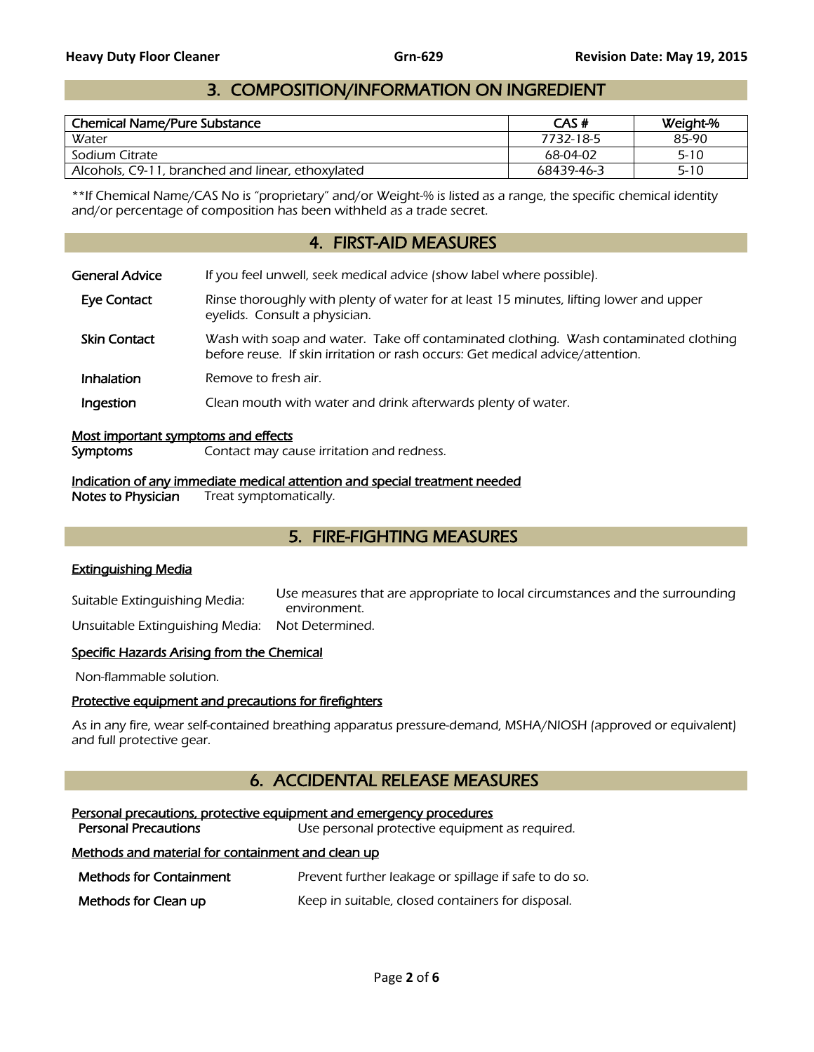## 3. COMPOSITION/INFORMATION ON INGREDIENT

| Chemical Name/Pure Substance | CAS # | Weight-% |
|---|---|---|
| Water | 7732-18-5 | 85-90 |
| Sodium Citrate | 68-04-02 | 5-10 |
| Alcohols, C9-11, branched and linear, ethoxylated | 68439-46-3 | 5-10 |

*\*\*If Chemical Name/CAS No is "proprietary" and/or Weight-% is listed as a range, the specific chemical identity and/or percentage of composition has been withheld as a trade secret.*

## 4. FIRST-AID MEASURES

**General Advice** — If you feel unwell, seek medical advice (show label where possible).

**Eye Contact** — Rinse thoroughly with plenty of water for at least 15 minutes, lifting lower and upper eyelids. Consult a physician.

**Skin Contact** — Wash with soap and water. Take off contaminated clothing. Wash contaminated clothing before reuse. If skin irritation or rash occurs: Get medical advice/attention.

**Inhalation** — Remove to fresh air.

**Ingestion** — Clean mouth with water and drink afterwards plenty of water.

**Most important symptoms and effects**

**Symptoms** — Contact may cause irritation and redness.

**Indication of any immediate medical attention and special treatment needed**

**Notes to Physician** — Treat symptomatically.

## 5. FIRE-FIGHTING MEASURES

**Extinguishing Media**

Suitable Extinguishing Media: Use measures that are appropriate to local circumstances and the surrounding environment.

Unsuitable Extinguishing Media: Not Determined.

**Specific Hazards Arising from the Chemical**

Non-flammable solution.

**Protective equipment and precautions for firefighters**

As in any fire, wear self-contained breathing apparatus pressure-demand, MSHA/NIOSH (approved or equivalent) and full protective gear.

## 6. ACCIDENTAL RELEASE MEASURES

**Personal precautions, protective equipment and emergency procedures**

**Personal Precautions** — Use personal protective equipment as required.

**Methods and material for containment and clean up**

**Methods for Containment** — Prevent further leakage or spillage if safe to do so.

**Methods for Clean up** — Keep in suitable, closed containers for disposal.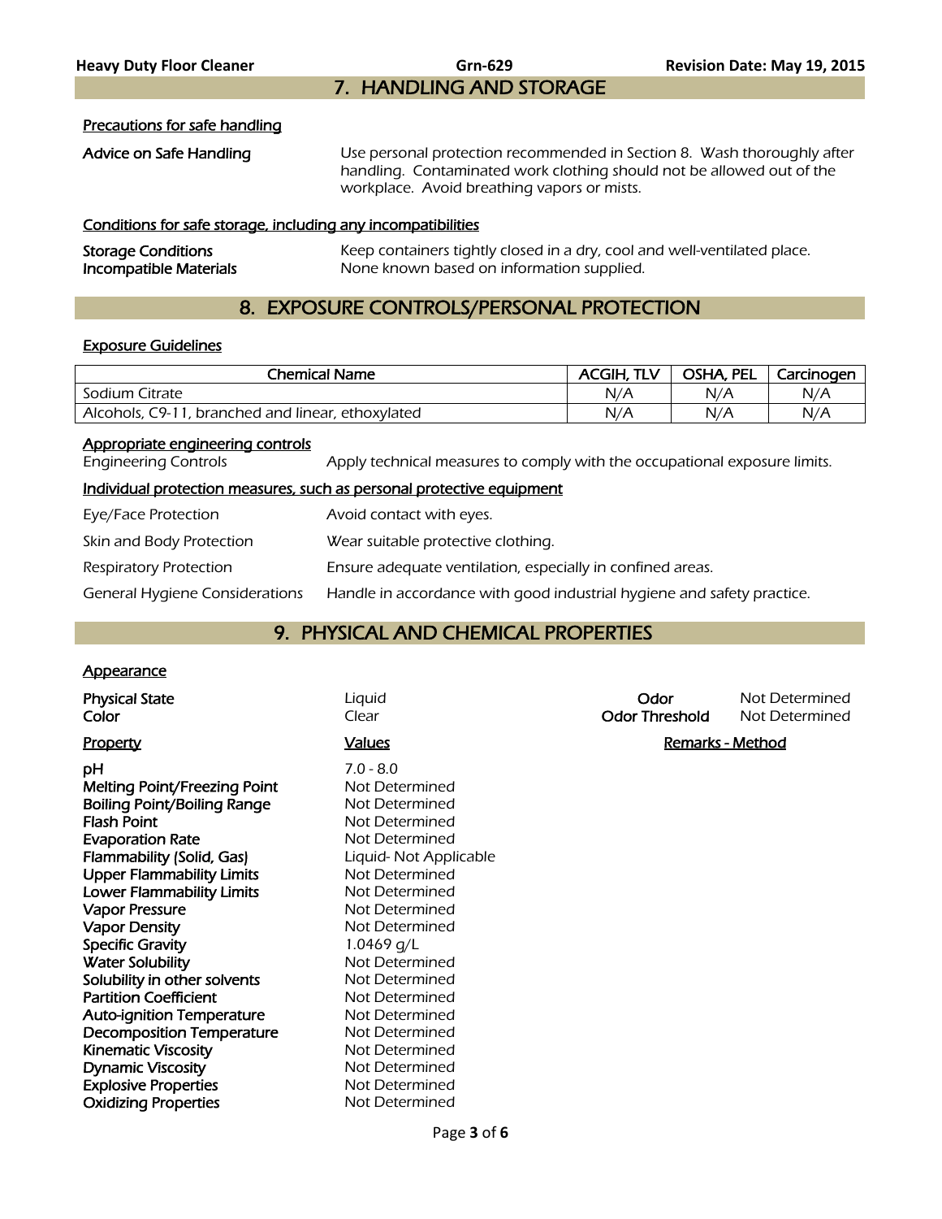## 7. HANDLING AND STORAGE

### Precautions for safe handling

**Advice on Safe Handling** Use personal protection recommended in Section 8. Wash thoroughly after handling. Contaminated work clothing should not be allowed out of the workplace. Avoid breathing vapors or mists.

### Conditions for safe storage, including any incompatibilities

**Storage Conditions** Keep containers tightly closed in a dry, cool and well-ventilated place.
**Incompatible Materials** None known based on information supplied.

## 8. EXPOSURE CONTROLS/PERSONAL PROTECTION

### Exposure Guidelines

| Chemical Name | ACGIH, TLV | OSHA, PEL | Carcinogen |
|---|---|---|---|
| Sodium Citrate | N/A | N/A | N/A |
| Alcohols, C9-11, branched and linear, ethoxylated | N/A | N/A | N/A |

### Appropriate engineering controls

Engineering Controls Apply technical measures to comply with the occupational exposure limits.

### Individual protection measures, such as personal protective equipment

Eye/Face Protection Avoid contact with eyes.

Skin and Body Protection Wear suitable protective clothing.

Respiratory Protection Ensure adequate ventilation, especially in confined areas.

General Hygiene Considerations Handle in accordance with good industrial hygiene and safety practice.

## 9. PHYSICAL AND CHEMICAL PROPERTIES

### Appearance

**Physical State** Liquid
**Color** Clear
**Odor** Not Determined
**Odor Threshold** Not Determined

| Property | Values | Remarks - Method |
|---|---|---|
| **pH** | 7.0 - 8.0 | |
| **Melting Point/Freezing Point** | Not Determined | |
| **Boiling Point/Boiling Range** | Not Determined | |
| **Flash Point** | Not Determined | |
| **Evaporation Rate** | Not Determined | |
| **Flammability (Solid, Gas)** | Liquid- Not Applicable | |
| **Upper Flammability Limits** | Not Determined | |
| **Lower Flammability Limits** | Not Determined | |
| **Vapor Pressure** | Not Determined | |
| **Vapor Density** | Not Determined | |
| **Specific Gravity** | 1.0469 g/L | |
| **Water Solubility** | Not Determined | |
| **Solubility in other solvents** | Not Determined | |
| **Partition Coefficient** | Not Determined | |
| **Auto-ignition Temperature** | Not Determined | |
| **Decomposition Temperature** | Not Determined | |
| **Kinematic Viscosity** | Not Determined | |
| **Dynamic Viscosity** | Not Determined | |
| **Explosive Properties** | Not Determined | |
| **Oxidizing Properties** | Not Determined | |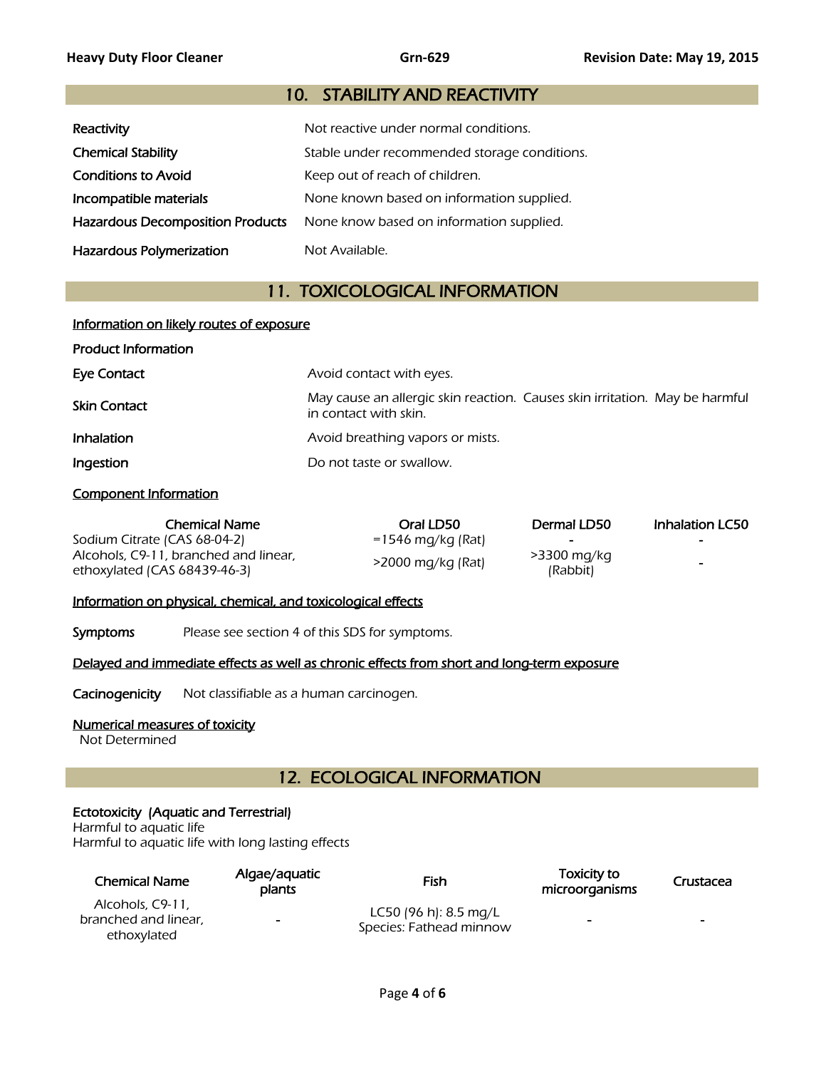## 10. STABILITY AND REACTIVITY

| | |
|---|---|
| **Reactivity** | Not reactive under normal conditions. |
| **Chemical Stability** | Stable under recommended storage conditions. |
| **Conditions to Avoid** | Keep out of reach of children. |
| **Incompatible materials** | None known based on information supplied. |
| **Hazardous Decomposition Products** | None know based on information supplied. |
| **Hazardous Polymerization** | Not Available. |

## 11. TOXICOLOGICAL INFORMATION

**Information on likely routes of exposure**

**Product Information**

| | |
|---|---|
| **Eye Contact** | Avoid contact with eyes. |
| **Skin Contact** | May cause an allergic skin reaction. Causes skin irritation. May be harmful in contact with skin. |
| **Inhalation** | Avoid breathing vapors or mists. |
| **Ingestion** | Do not taste or swallow. |

**Component Information**

| Chemical Name | Oral LD50 | Dermal LD50 | Inhalation LC50 |
|---|---|---|---|
| Sodium Citrate (CAS 68-04-2) | =1546 mg/kg (Rat) | - | - |
| Alcohols, C9-11, branched and linear, ethoxylated (CAS 68439-46-3) | >2000 mg/kg (Rat) | >3300 mg/kg (Rabbit) | - |

**Information on physical, chemical, and toxicological effects**

**Symptoms** Please see section 4 of this SDS for symptoms.

**Delayed and immediate effects as well as chronic effects from short and long-term exposure**

**Cacinogenicity** Not classifiable as a human carcinogen.

**Numerical measures of toxicity**

Not Determined

## 12. ECOLOGICAL INFORMATION

**Ectotoxicity (Aquatic and Terrestrial)**

Harmful to aquatic life

Harmful to aquatic life with long lasting effects

| Chemical Name | Algae/aquatic plants | Fish | Toxicity to microorganisms | Crustacea |
|---|---|---|---|---|
| Alcohols, C9-11, branched and linear, ethoxylated | - | LC50 (96 h): 8.5 mg/L Species: Fathead minnow | - | - |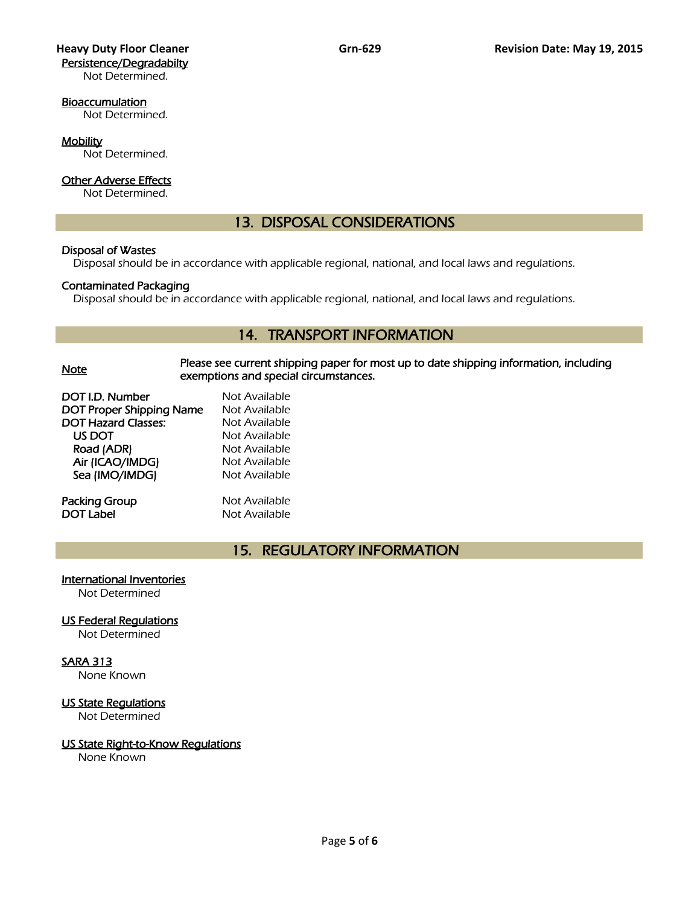Persistence/Degradabilty

Not Determined.

Bioaccumulation

Not Determined.

Mobility

Not Determined.

Other Adverse Effects

Not Determined.

## 13. DISPOSAL CONSIDERATIONS

**Disposal of Wastes**

Disposal should be in accordance with applicable regional, national, and local laws and regulations.

**Contaminated Packaging**

Disposal should be in accordance with applicable regional, national, and local laws and regulations.

## 14. TRANSPORT INFORMATION

**Note** — Please see current shipping paper for most up to date shipping information, including exemptions and special circumstances.

| | |
|---|---|
| **DOT I.D. Number** | Not Available |
| **DOT Proper Shipping Name** | Not Available |
| **DOT Hazard Classes:** | Not Available |
| **US DOT** | Not Available |
| **Road (ADR)** | Not Available |
| **Air (ICAO/IMDG)** | Not Available |
| **Sea (IMO/IMDG)** | Not Available |
| **Packing Group** | Not Available |
| **DOT Label** | Not Available |

## 15. REGULATORY INFORMATION

International Inventories

Not Determined

US Federal Regulations

Not Determined

SARA 313

None Known

US State Regulations

Not Determined

US State Right-to-Know Regulations

None Known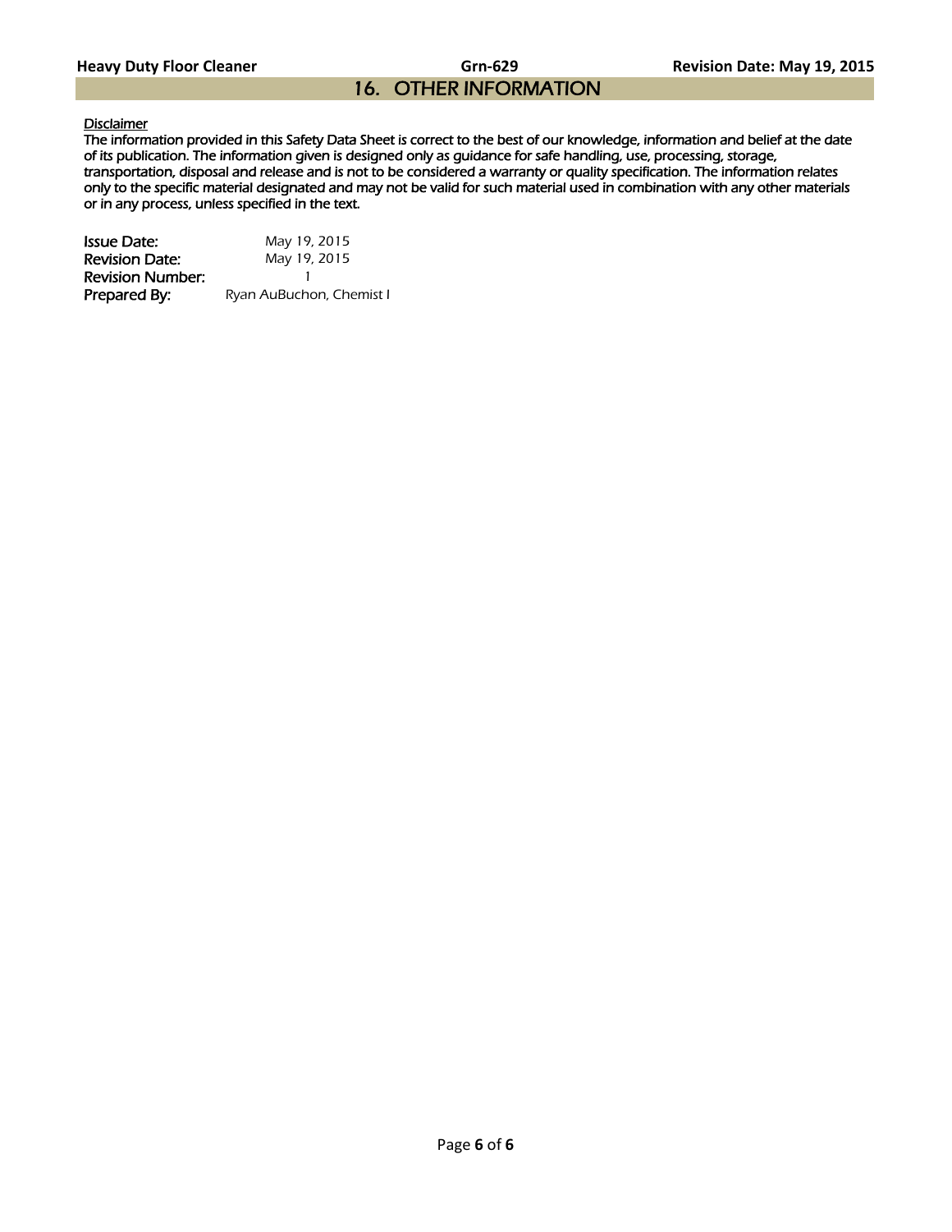## 16. OTHER INFORMATION

Disclaimer

The information provided in this Safety Data Sheet is correct to the best of our knowledge, information and belief at the date of its publication. The information given is designed only as guidance for safe handling, use, processing, storage, transportation, disposal and release and is not to be considered a warranty or quality specification. The information relates only to the specific material designated and may not be valid for such material used in combination with any other materials or in any process, unless specified in the text.

| | |
|---|---|
| **Issue Date:** | May 19, 2015 |
| **Revision Date:** | May 19, 2015 |
| **Revision Number:** | 1 |
| **Prepared By:** | Ryan AuBuchon, Chemist I |